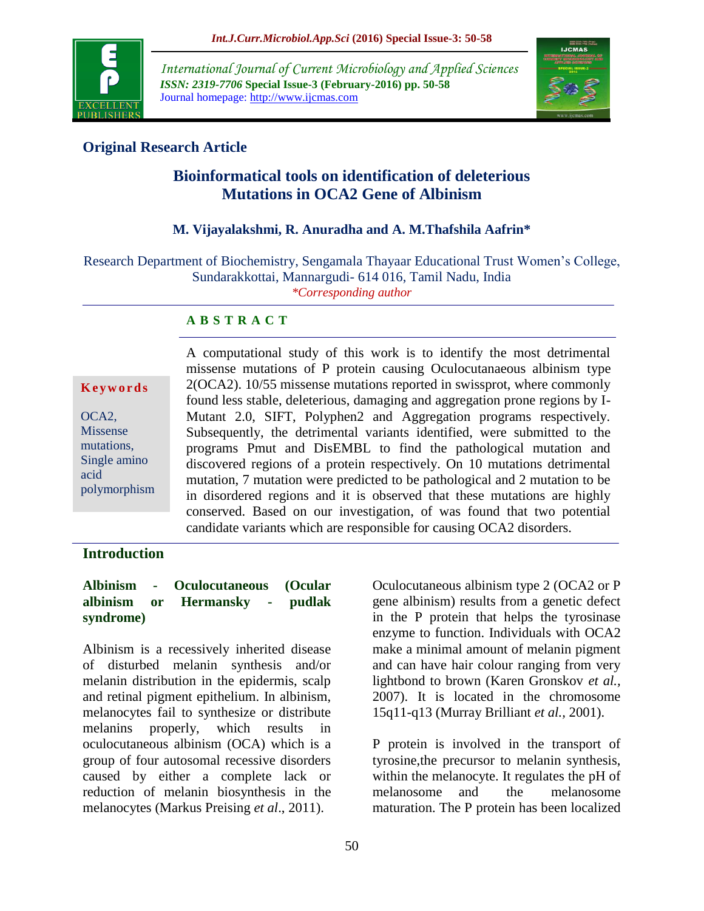**Original Research Article**

# Bioinformatical tools on identification of deleterious Mutations in OCA2 Gene of Albinism

**M. Vijayalakshmi, R. Anuradha and A. M.Thafshila Aafrin***

Research Department of Biochemistry, Sengamala Thayaar Educational Trust Women's College, Sundarakkottai, Mannargudi- 614 016, Tamil Nadu, India

*\*Corresponding author*

**A B S T R A C T**

**Keywords**

OCA2, Missense mutations, Single amino acid polymorphism

A computational study of this work is to identify the most detrimental missense mutations of P protein causing Oculocutanaeous albinism type 2(OCA2). 10/55 missense mutations reported in swissprot, where commonly found less stable, deleterious, damaging and aggregation prone regions by I-Mutant 2.0, SIFT, Polyphen2 and Aggregation programs respectively. Subsequently, the detrimental variants identified, were submitted to the programs Pmut and DisEMBL to find the pathological mutation and discovered regions of a protein respectively. On 10 mutations detrimental mutation, 7 mutation were predicted to be pathological and 2 mutation to be in disordered regions and it is observed that these mutations are highly conserved. Based on our investigation, of was found that two potential candidate variants which are responsible for causing OCA2 disorders.

## Introduction

### Albinism - Oculocutaneous (Ocular albinism or Hermansky - pudlak syndrome)

Albinism is a recessively inherited disease of disturbed melanin synthesis and/or melanin distribution in the epidermis, scalp and retinal pigment epithelium. In albinism, melanocytes fail to synthesize or distribute melanins properly, which results in oculocutaneous albinism (OCA) which is a group of four autosomal recessive disorders caused by either a complete lack or reduction of melanin biosynthesis in the melanocytes (Markus Preising *et al*., 2011).

Oculocutaneous albinism type 2 (OCA2 or P gene albinism) results from a genetic defect in the P protein that helps the tyrosinase enzyme to function. Individuals with OCA2 make a minimal amount of melanin pigment and can have hair colour ranging from very lightbond to brown (Karen Gronskov *et al.*, 2007). It is located in the chromosome 15q11-q13 (Murray Brilliant *et al.*, 2001).

P protein is involved in the transport of tyrosine,the precursor to melanin synthesis, within the melanocyte. It regulates the pH of melanosome and the melanosome maturation. The P protein has been localized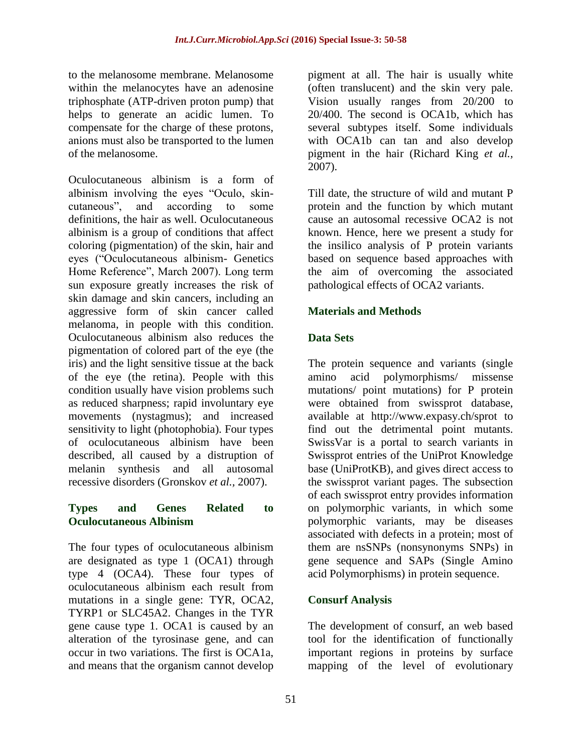to the melanosome membrane. Melanosome within the melanocytes have an adenosine triphosphate (ATP-driven proton pump) that helps to generate an acidic lumen. To compensate for the charge of these protons, anions must also be transported to the lumen of the melanosome.

Oculocutaneous albinism is a form of albinism involving the eyes "Oculo, skin-cutaneous", and according to some definitions, the hair as well. Oculocutaneous albinism is a group of conditions that affect coloring (pigmentation) of the skin, hair and eyes ("Oculocutaneous albinism- Genetics Home Reference", March 2007). Long term sun exposure greatly increases the risk of skin damage and skin cancers, including an aggressive form of skin cancer called melanoma, in people with this condition. Oculocutaneous albinism also reduces the pigmentation of colored part of the eye (the iris) and the light sensitive tissue at the back of the eye (the retina). People with this condition usually have vision problems such as reduced sharpness; rapid involuntary eye movements (nystagmus); and increased sensitivity to light (photophobia). Four types of oculocutaneous albinism have been described, all caused by a distruption of melanin synthesis and all autosomal recessive disorders (Gronskov *et al.,* 2007).

## Types and Genes Related to Oculocutaneous Albinism

The four types of oculocutaneous albinism are designated as type 1 (OCA1) through type 4 (OCA4). These four types of oculocutaneous albinism each result from mutations in a single gene: TYR, OCA2, TYRP1 or SLC45A2. Changes in the TYR gene cause type 1. OCA1 is caused by an alteration of the tyrosinase gene, and can occur in two variations. The first is OCA1a, and means that the organism cannot develop pigment at all. The hair is usually white (often translucent) and the skin very pale. Vision usually ranges from 20/200 to 20/400. The second is OCA1b, which has several subtypes itself. Some individuals with OCA1b can tan and also develop pigment in the hair (Richard King *et al.,* 2007).

Till date, the structure of wild and mutant P protein and the function by which mutant cause an autosomal recessive OCA2 is not known. Hence, here we present a study for the insilico analysis of P protein variants based on sequence based approaches with the aim of overcoming the associated pathological effects of OCA2 variants.

## Materials and Methods

### Data Sets

The protein sequence and variants (single amino acid polymorphisms/ missense mutations/ point mutations) for P protein were obtained from swissprot database, available at http://www.expasy.ch/sprot to find out the detrimental point mutants. SwissVar is a portal to search variants in Swissprot entries of the UniProt Knowledge base (UniProtKB), and gives direct access to the swissprot variant pages. The subsection of each swissprot entry provides information on polymorphic variants, in which some polymorphic variants, may be diseases associated with defects in a protein; most of them are nsSNPs (nonsynonyms SNPs) in gene sequence and SAPs (Single Amino acid Polymorphisms) in protein sequence.

### Consurf Analysis

The development of consurf, an web based tool for the identification of functionally important regions in proteins by surface mapping of the level of evolutionary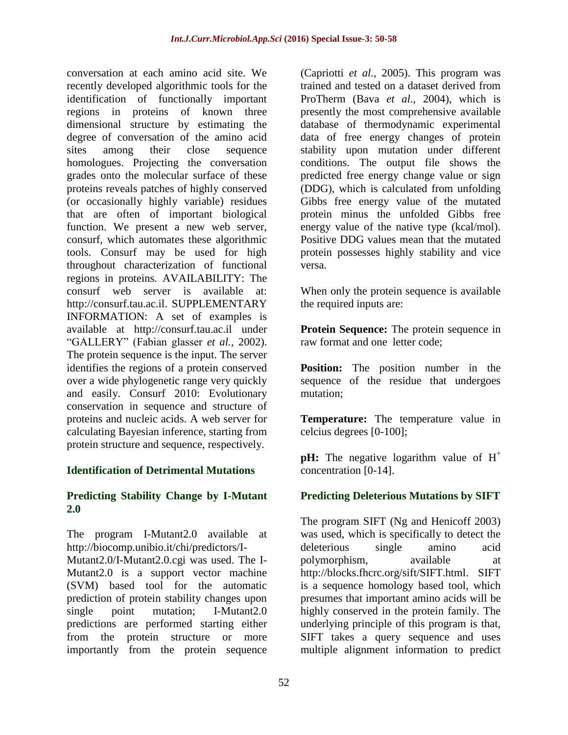conversation at each amino acid site. We recently developed algorithmic tools for the identification of functionally important regions in proteins of known three dimensional structure by estimating the degree of conversation of the amino acid sites among their close sequence homologues. Projecting the conversation grades onto the molecular surface of these proteins reveals patches of highly conserved (or occasionally highly variable) residues that are often of important biological function. We present a new web server, consurf, which automates these algorithmic tools. Consurf may be used for high throughout characterization of functional regions in proteins. AVAILABILITY: The consurf web server is available at: http://consurf.tau.ac.il. SUPPLEMENTARY INFORMATION: A set of examples is available at http://consurf.tau.ac.il under "GALLERY" (Fabian glasser *et al.,* 2002). The protein sequence is the input. The server identifies the regions of a protein conserved over a wide phylogenetic range very quickly and easily. Consurf 2010: Evolutionary conservation in sequence and structure of proteins and nucleic acids. A web server for calculating Bayesian inference, starting from protein structure and sequence, respectively.

## Identification of Detrimental Mutations

### Predicting Stability Change by I-Mutant 2.0

The program I-Mutant2.0 available at http://biocomp.unibio.it/chi/predictors/I-Mutant2.0/I-Mutant2.0.cgi was used. The I-Mutant2.0 is a support vector machine (SVM) based tool for the automatic prediction of protein stability changes upon single point mutation; I-Mutant2.0 predictions are performed starting either from the protein structure or more importantly from the protein sequence (Capriotti *et al.,* 2005). This program was trained and tested on a dataset derived from ProTherm (Bava *et al.,* 2004), which is presently the most comprehensive available database of thermodynamic experimental data of free energy changes of protein stability upon mutation under different conditions. The output file shows the predicted free energy change value or sign (DDG), which is calculated from unfolding Gibbs free energy value of the mutated protein minus the unfolded Gibbs free energy value of the native type (kcal/mol). Positive DDG values mean that the mutated protein possesses highly stability and vice versa.

When only the protein sequence is available the required inputs are:

**Protein Sequence:** The protein sequence in raw format and one letter code;

**Position:** The position number in the sequence of the residue that undergoes mutation;

**Temperature:** The temperature value in celcius degrees [0-100];

**pH:** The negative logarithm value of $H^+$ concentration [0-14].

### Predicting Deleterious Mutations by SIFT

The program SIFT (Ng and Henicoff 2003) was used, which is specifically to detect the deleterious single amino acid polymorphism, available at http://blocks.fhcrc.org/sift/SIFT.html. SIFT is a sequence homology based tool, which presumes that important amino acids will be highly conserved in the protein family. The underlying principle of this program is that, SIFT takes a query sequence and uses multiple alignment information to predict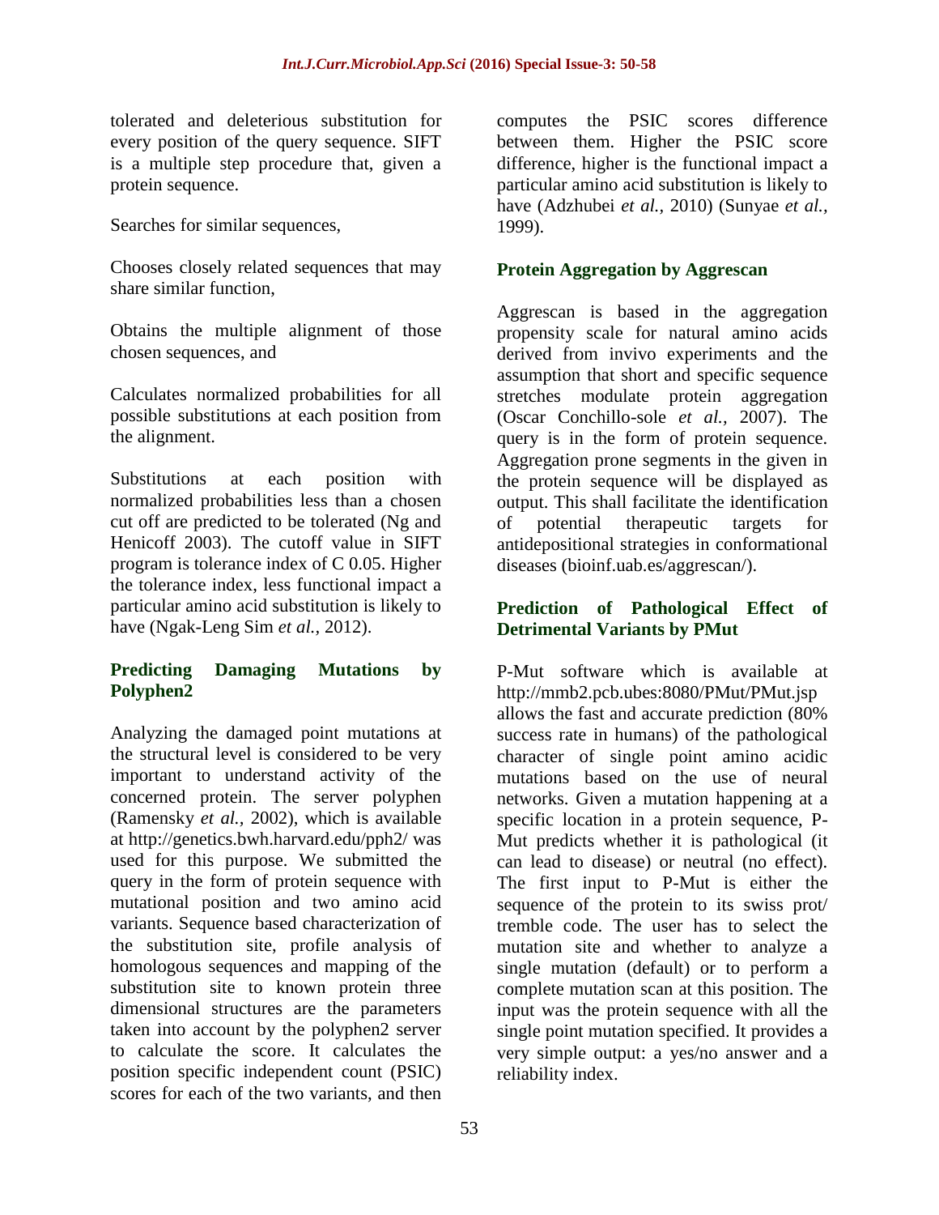tolerated and deleterious substitution for every position of the query sequence. SIFT is a multiple step procedure that, given a protein sequence.

Searches for similar sequences,

Chooses closely related sequences that may share similar function,

Obtains the multiple alignment of those chosen sequences, and

Calculates normalized probabilities for all possible substitutions at each position from the alignment.

Substitutions at each position with normalized probabilities less than a chosen cut off are predicted to be tolerated (Ng and Henicoff 2003). The cutoff value in SIFT program is tolerance index of C 0.05. Higher the tolerance index, less functional impact a particular amino acid substitution is likely to have (Ngak-Leng Sim *et al.,* 2012).

## Predicting Damaging Mutations by Polyphen2

Analyzing the damaged point mutations at the structural level is considered to be very important to understand activity of the concerned protein. The server polyphen (Ramensky *et al.,* 2002), which is available at http://genetics.bwh.harvard.edu/pph2/ was used for this purpose. We submitted the query in the form of protein sequence with mutational position and two amino acid variants. Sequence based characterization of the substitution site, profile analysis of homologous sequences and mapping of the substitution site to known protein three dimensional structures are the parameters taken into account by the polyphen2 server to calculate the score. It calculates the position specific independent count (PSIC) scores for each of the two variants, and then computes the PSIC scores difference between them. Higher the PSIC score difference, higher is the functional impact a particular amino acid substitution is likely to have (Adzhubei *et al.,* 2010) (Sunyae *et al.,* 1999).

## Protein Aggregation by Aggrescan

Aggrescan is based in the aggregation propensity scale for natural amino acids derived from invivo experiments and the assumption that short and specific sequence stretches modulate protein aggregation (Oscar Conchillo-sole *et al.,* 2007). The query is in the form of protein sequence. Aggregation prone segments in the given in the protein sequence will be displayed as output. This shall facilitate the identification of potential therapeutic targets for antidepositional strategies in conformational diseases (bioinf.uab.es/aggrescan/).

## Prediction of Pathological Effect of Detrimental Variants by PMut

P-Mut software which is available at http://mmb2.pcb.ubes:8080/PMut/PMut.jsp allows the fast and accurate prediction (80% success rate in humans) of the pathological character of single point amino acidic mutations based on the use of neural networks. Given a mutation happening at a specific location in a protein sequence, P-Mut predicts whether it is pathological (it can lead to disease) or neutral (no effect). The first input to P-Mut is either the sequence of the protein to its swiss prot/ tremble code. The user has to select the mutation site and whether to analyze a single mutation (default) or to perform a complete mutation scan at this position. The input was the protein sequence with all the single point mutation specified. It provides a very simple output: a yes/no answer and a reliability index.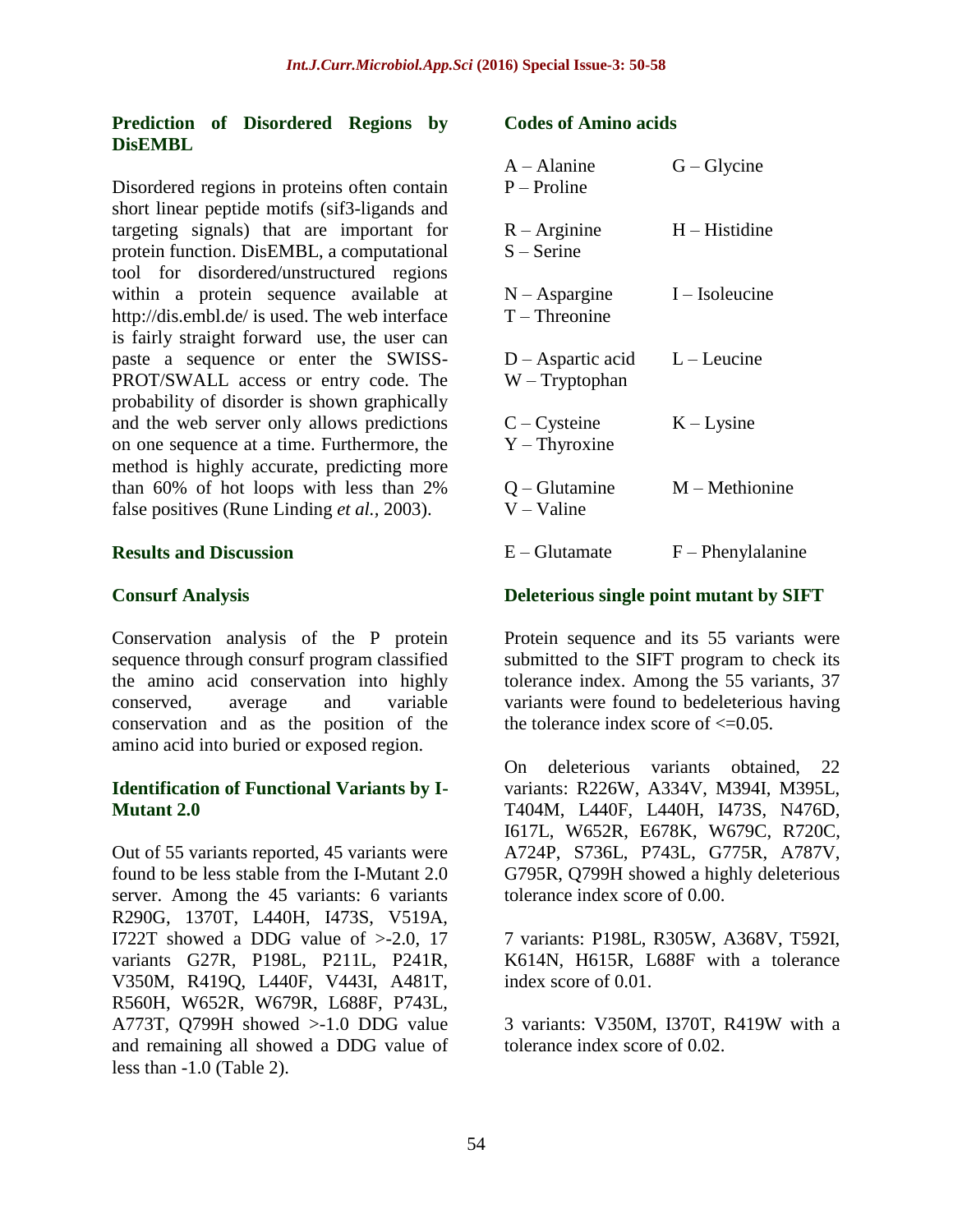### Prediction of Disordered Regions by DisEMBL

Disordered regions in proteins often contain short linear peptide motifs (sif3-ligands and targeting signals) that are important for protein function. DisEMBL, a computational tool for disordered/unstructured regions within a protein sequence available at http://dis.embl.de/ is used. The web interface is fairly straight forward use, the user can paste a sequence or enter the SWISS-PROT/SWALL access or entry code. The probability of disorder is shown graphically and the web server only allows predictions on one sequence at a time. Furthermore, the method is highly accurate, predicting more than 60% of hot loops with less than 2% false positives (Rune Linding *et al.*, 2003).

## Results and Discussion

### Consurf Analysis

Conservation analysis of the P protein sequence through consurf program classified the amino acid conservation into highly conserved, average and variable conservation and as the position of the amino acid into buried or exposed region.

### Identification of Functional Variants by I-Mutant 2.0

Out of 55 variants reported, 45 variants were found to be less stable from the I-Mutant 2.0 server. Among the 45 variants: 6 variants R290G, 1370T, L440H, I473S, V519A, I722T showed a DDG value of >-2.0, 17 variants G27R, P198L, P211L, P241R, V350M, R419Q, L440F, V443I, A481T, R560H, W652R, W679R, L688F, P743L, A773T, Q799H showed >-1.0 DDG value and remaining all showed a DDG value of less than -1.0 (Table 2).

### Codes of Amino acids

| | |
|---|---|
| A – Alanine | G – Glycine |
| P – Proline | |
| R – Arginine | H – Histidine |
| S – Serine | |
| N – Aspargine | I – Isoleucine |
| T – Threonine | |
| D – Aspartic acid | L – Leucine |
| W – Tryptophan | |
| C – Cysteine | K – Lysine |
| Y – Thyroxine | |
| Q – Glutamine | M – Methionine |
| V – Valine | |
| E – Glutamate | F – Phenylalanine |

### Deleterious single point mutant by SIFT

Protein sequence and its 55 variants were submitted to the SIFT program to check its tolerance index. Among the 55 variants, 37 variants were found to bedeleterious having the tolerance index score of <=0.05.

On deleterious variants obtained, 22 variants: R226W, A334V, M394I, M395L, T404M, L440F, L440H, I473S, N476D, I617L, W652R, E678K, W679C, R720C, A724P, S736L, P743L, G775R, A787V, G795R, Q799H showed a highly deleterious tolerance index score of 0.00.

7 variants: P198L, R305W, A368V, T592I, K614N, H615R, L688F with a tolerance index score of 0.01.

3 variants: V350M, I370T, R419W with a tolerance index score of 0.02.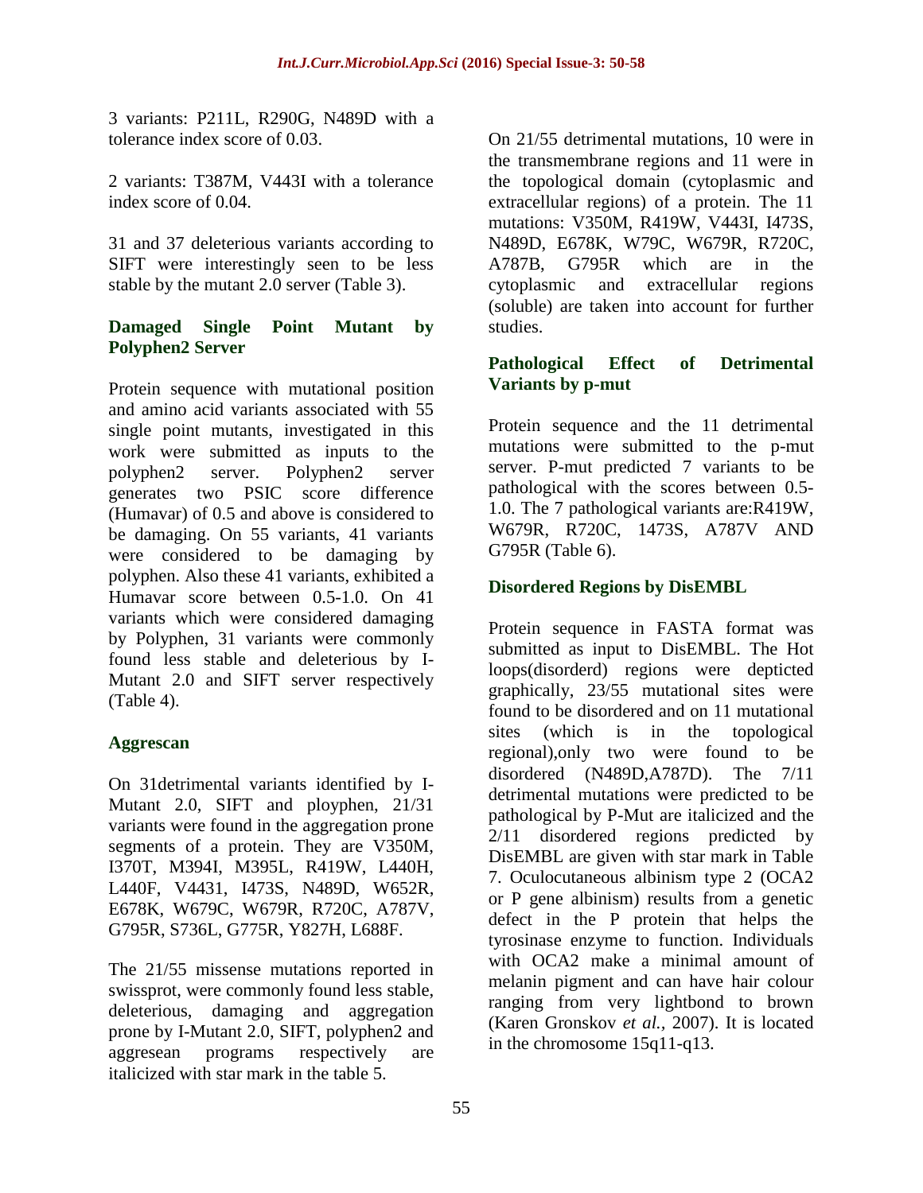3 variants: P211L, R290G, N489D with a tolerance index score of 0.03.

2 variants: T387M, V443I with a tolerance index score of 0.04.

31 and 37 deleterious variants according to SIFT were interestingly seen to be less stable by the mutant 2.0 server (Table 3).

### Damaged Single Point Mutant by Polyphen2 Server

Protein sequence with mutational position and amino acid variants associated with 55 single point mutants, investigated in this work were submitted as inputs to the polyphen2 server. Polyphen2 server generates two PSIC score difference (Humavar) of 0.5 and above is considered to be damaging. On 55 variants, 41 variants were considered to be damaging by polyphen. Also these 41 variants, exhibited a Humavar score between 0.5-1.0. On 41 variants which were considered damaging by Polyphen, 31 variants were commonly found less stable and deleterious by I-Mutant 2.0 and SIFT server respectively (Table 4).

### Aggrescan

On 31detrimental variants identified by I-Mutant 2.0, SIFT and ployphen, 21/31 variants were found in the aggregation prone segments of a protein. They are V350M, I370T, M394I, M395L, R419W, L440H, L440F, V4431, I473S, N489D, W652R, E678K, W679C, W679R, R720C, A787V, G795R, S736L, G775R, Y827H, L688F.

The 21/55 missense mutations reported in swissprot, were commonly found less stable, deleterious, damaging and aggregation prone by I-Mutant 2.0, SIFT, polyphen2 and aggresean programs respectively are italicized with star mark in the table 5.

On 21/55 detrimental mutations, 10 were in the transmembrane regions and 11 were in the topological domain (cytoplasmic and extracellular regions) of a protein. The 11 mutations: V350M, R419W, V443I, I473S, N489D, E678K, W79C, W679R, R720C, A787B, G795R which are in the cytoplasmic and extracellular regions (soluble) are taken into account for further studies.

### Pathological Effect of Detrimental Variants by p-mut

Protein sequence and the 11 detrimental mutations were submitted to the p-mut server. P-mut predicted 7 variants to be pathological with the scores between 0.5-1.0. The 7 pathological variants are:R419W, W679R, R720C, 1473S, A787V AND G795R (Table 6).

### Disordered Regions by DisEMBL

Protein sequence in FASTA format was submitted as input to DisEMBL. The Hot loops(disorderd) regions were depticted graphically, 23/55 mutational sites were found to be disordered and on 11 mutational sites (which is in the topological regional),only two were found to be disordered (N489D,A787D). The 7/11 detrimental mutations were predicted to be pathological by P-Mut are italicized and the 2/11 disordered regions predicted by DisEMBL are given with star mark in Table 7. Oculocutaneous albinism type 2 (OCA2 or P gene albinism) results from a genetic defect in the P protein that helps the tyrosinase enzyme to function. Individuals with OCA2 make a minimal amount of melanin pigment and can have hair colour ranging from very lightbond to brown (Karen Gronskov *et al.*, 2007). It is located in the chromosome 15q11-q13.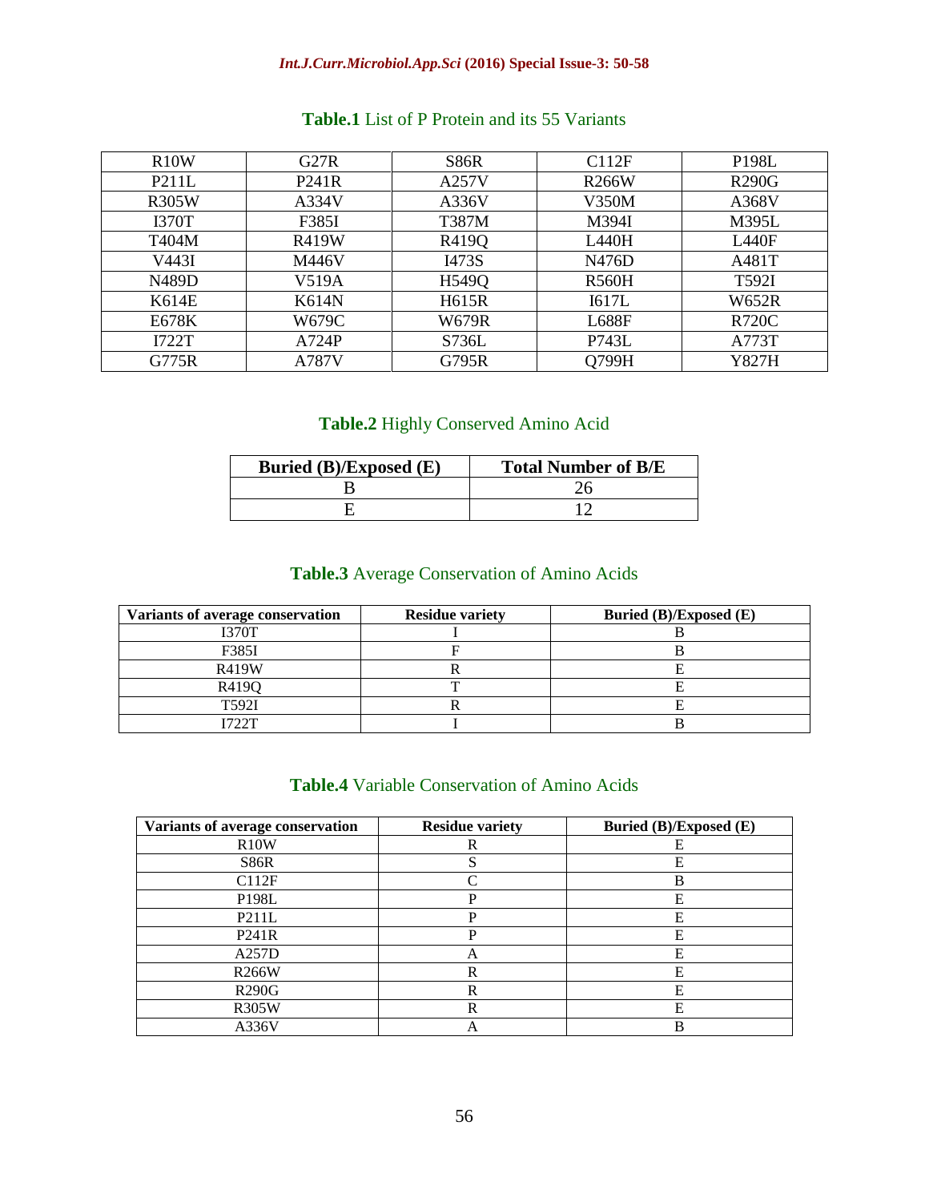**Table.1** List of P Protein and its 55 Variants

| | | | | |
|---|---|---|---|---|
| R10W | G27R | S86R | C112F | P198L |
| P211L | P241R | A257V | R266W | R290G |
| R305W | A334V | A336V | V350M | A368V |
| I370T | F385I | T387M | M394I | M395L |
| T404M | R419W | R419Q | L440H | L440F |
| V443I | M446V | I473S | N476D | A481T |
| N489D | V519A | H549Q | R560H | T592I |
| K614E | K614N | H615R | I617L | W652R |
| E678K | W679C | W679R | L688F | R720C |
| I722T | A724P | S736L | P743L | A773T |
| G775R | A787V | G795R | Q799H | Y827H |

**Table.2** Highly Conserved Amino Acid

| Buried (B)/Exposed (E) | Total Number of B/E |
|---|---|
| B | 26 |
| E | 12 |

**Table.3** Average Conservation of Amino Acids

| Variants of average conservation | Residue variety | Buried (B)/Exposed (E) |
|---|---|---|
| I370T | I | B |
| F385I | F | B |
| R419W | R | E |
| R419Q | T | E |
| T592I | R | E |
| I722T | I | B |

**Table.4** Variable Conservation of Amino Acids

| Variants of average conservation | Residue variety | Buried (B)/Exposed (E) |
|---|---|---|
| R10W | R | E |
| S86R | S | E |
| C112F | C | B |
| P198L | P | E |
| P211L | P | E |
| P241R | P | E |
| A257D | A | E |
| R266W | R | E |
| R290G | R | E |
| R305W | R | E |
| A336V | A | B |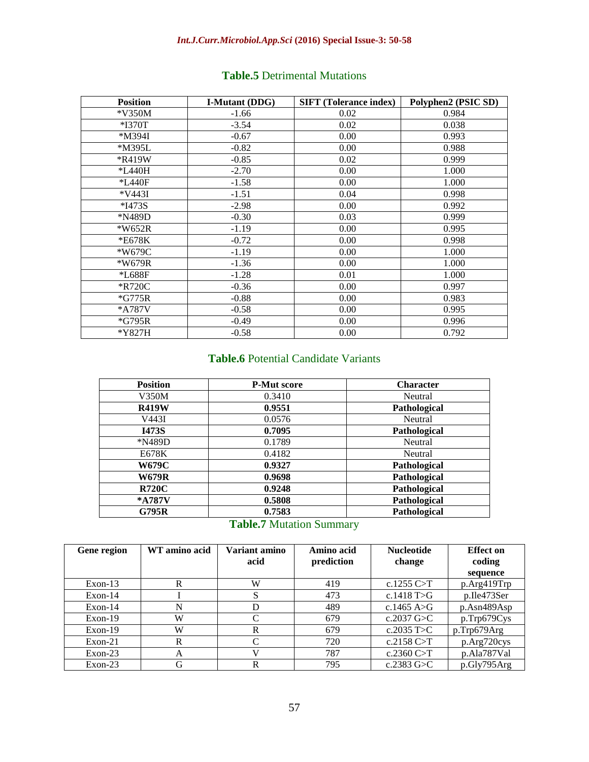**Table.5** Detrimental Mutations

| Position | I-Mutant (DDG) | SIFT (Tolerance index) | Polyphen2 (PSIC SD) |
|---|---|---|---|
| *V350M | -1.66 | 0.02 | 0.984 |
| *I370T | -3.54 | 0.02 | 0.038 |
| *M394I | -0.67 | 0.00 | 0.993 |
| *M395L | -0.82 | 0.00 | 0.988 |
| *R419W | -0.85 | 0.02 | 0.999 |
| *L440H | -2.70 | 0.00 | 1.000 |
| *L440F | -1.58 | 0.00 | 1.000 |
| *V443I | -1.51 | 0.04 | 0.998 |
| *I473S | -2.98 | 0.00 | 0.992 |
| *N489D | -0.30 | 0.03 | 0.999 |
| *W652R | -1.19 | 0.00 | 0.995 |
| *E678K | -0.72 | 0.00 | 0.998 |
| *W679C | -1.19 | 0.00 | 1.000 |
| *W679R | -1.36 | 0.00 | 1.000 |
| *L688F | -1.28 | 0.01 | 1.000 |
| *R720C | -0.36 | 0.00 | 0.997 |
| *G775R | -0.88 | 0.00 | 0.983 |
| *A787V | -0.58 | 0.00 | 0.995 |
| *G795R | -0.49 | 0.00 | 0.996 |
| *Y827H | -0.58 | 0.00 | 0.792 |

**Table.6** Potential Candidate Variants

| Position | P-Mut score | Character |
|---|---|---|
| V350M | 0.3410 | Neutral |
| **R419W** | **0.9551** | **Pathological** |
| V443I | 0.0576 | Neutral |
| **I473S** | **0.7095** | **Pathological** |
| *N489D | 0.1789 | Neutral |
| E678K | 0.4182 | Neutral |
| **W679C** | **0.9327** | **Pathological** |
| **W679R** | **0.9698** | **Pathological** |
| **R720C** | **0.9248** | **Pathological** |
| ***A787V** | **0.5808** | **Pathological** |
| **G795R** | **0.7583** | **Pathological** |

**Table.7** Mutation Summary

| Gene region | WT amino acid | Variant amino acid | Amino acid prediction | Nucleotide change | Effect on coding sequence |
|---|---|---|---|---|---|
| Exon-13 | R | W | 419 | c.1255 C>T | p.Arg419Trp |
| Exon-14 | I | S | 473 | c.1418 T>G | p.Ile473Ser |
| Exon-14 | N | D | 489 | c.1465 A>G | p.Asn489Asp |
| Exon-19 | W | C | 679 | c.2037 G>C | p.Trp679Cys |
| Exon-19 | W | R | 679 | c.2035 T>C | p.Trp679Arg |
| Exon-21 | R | C | 720 | c.2158 C>T | p.Arg720cys |
| Exon-23 | A | V | 787 | c.2360 C>T | p.Ala787Val |
| Exon-23 | G | R | 795 | c.2383 G>C | p.Gly795Arg |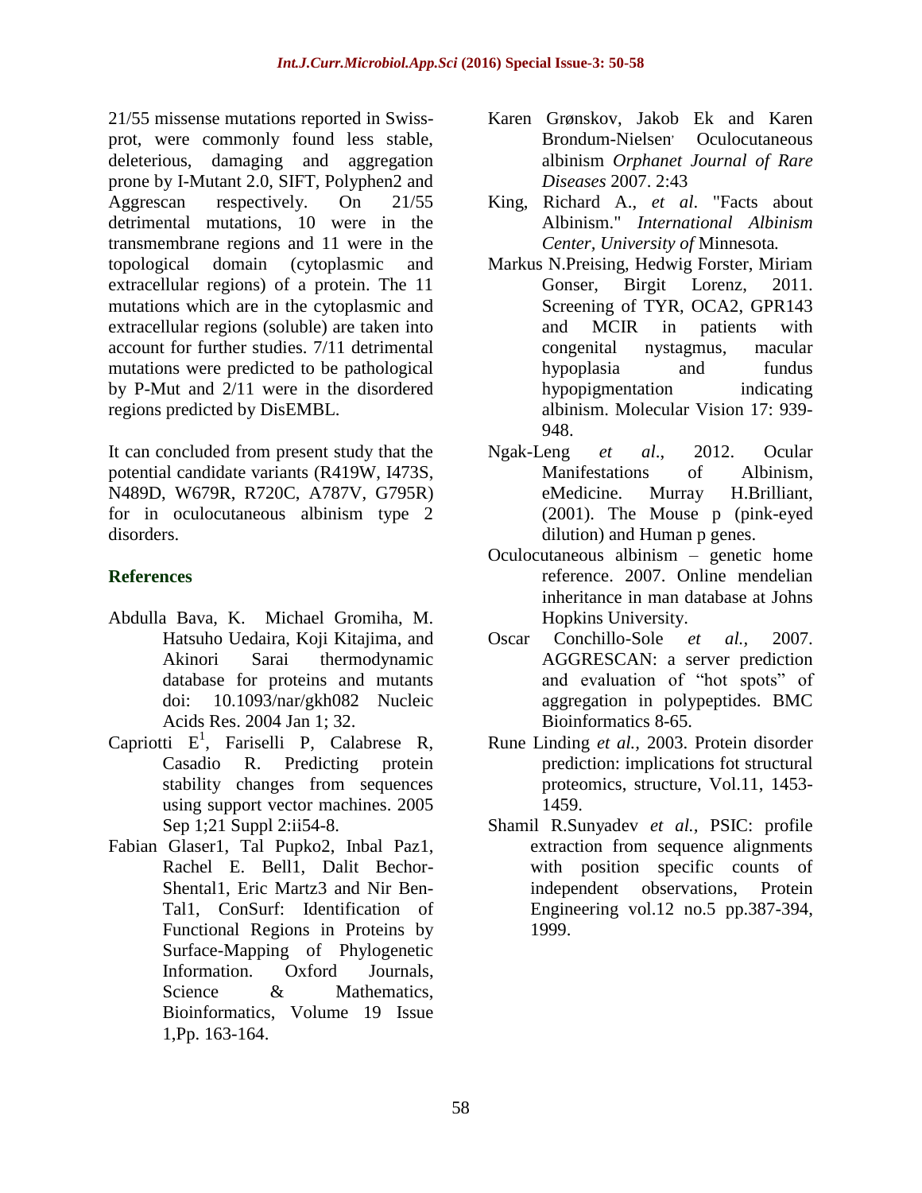21/55 missense mutations reported in Swiss-prot, were commonly found less stable, deleterious, damaging and aggregation prone by I-Mutant 2.0, SIFT, Polyphen2 and Aggrescan respectively. On 21/55 detrimental mutations, 10 were in the transmembrane regions and 11 were in the topological domain (cytoplasmic and extracellular regions) of a protein. The 11 mutations which are in the cytoplasmic and extracellular regions (soluble) are taken into account for further studies. 7/11 detrimental mutations were predicted to be pathological by P-Mut and 2/11 were in the disordered regions predicted by DisEMBL.

It can concluded from present study that the potential candidate variants (R419W, I473S, N489D, W679R, R720C, A787V, G795R) for in oculocutaneous albinism type 2 disorders.

## References

Abdulla Bava, K. Michael Gromiha, M. Hatsuho Uedaira, Koji Kitajima, and Akinori Sarai thermodynamic database for proteins and mutants doi: 10.1093/nar/gkh082 Nucleic Acids Res. 2004 Jan 1; 32.

Capriotti E[1], Fariselli P, Calabrese R, Casadio R. Predicting protein stability changes from sequences using support vector machines. 2005 Sep 1;21 Suppl 2:ii54-8.

Fabian Glaser1, Tal Pupko2, Inbal Paz1, Rachel E. Bell1, Dalit Bechor-Shental1, Eric Martz3 and Nir Ben-Tal1, ConSurf: Identification of Functional Regions in Proteins by Surface-Mapping of Phylogenetic Information. Oxford Journals, Science & Mathematics, Bioinformatics, Volume 19 Issue 1,Pp. 163-164.

Karen Grønskov, Jakob Ek and Karen Brondum-Nielsen' Oculocutaneous albinism *Orphanet Journal of Rare Diseases* 2007. 2:43

King, Richard A., *et al*. "Facts about Albinism." *International Albinism Center, University of* Minnesota.

Markus N.Preising, Hedwig Forster, Miriam Gonser, Birgit Lorenz, 2011. Screening of TYR, OCA2, GPR143 and MCIR in patients with congenital nystagmus, macular hypoplasia and fundus hypopigmentation indicating albinism. Molecular Vision 17: 939-948.

Ngak-Leng *et al*., 2012. Ocular Manifestations of Albinism, eMedicine. Murray H.Brilliant, (2001). The Mouse p (pink-eyed dilution) and Human p genes.

Oculocutaneous albinism – genetic home reference. 2007. Online mendelian inheritance in man database at Johns Hopkins University.

Oscar Conchillo-Sole *et al.*, 2007. AGGRESCAN: a server prediction and evaluation of "hot spots" of aggregation in polypeptides. BMC Bioinformatics 8-65.

Rune Linding *et al.*, 2003. Protein disorder prediction: implications fot structural proteomics, structure, Vol.11, 1453-1459.

Shamil R.Sunyadev *et al.*, PSIC: profile extraction from sequence alignments with position specific counts of independent observations, Protein Engineering vol.12 no.5 pp.387-394, 1999.